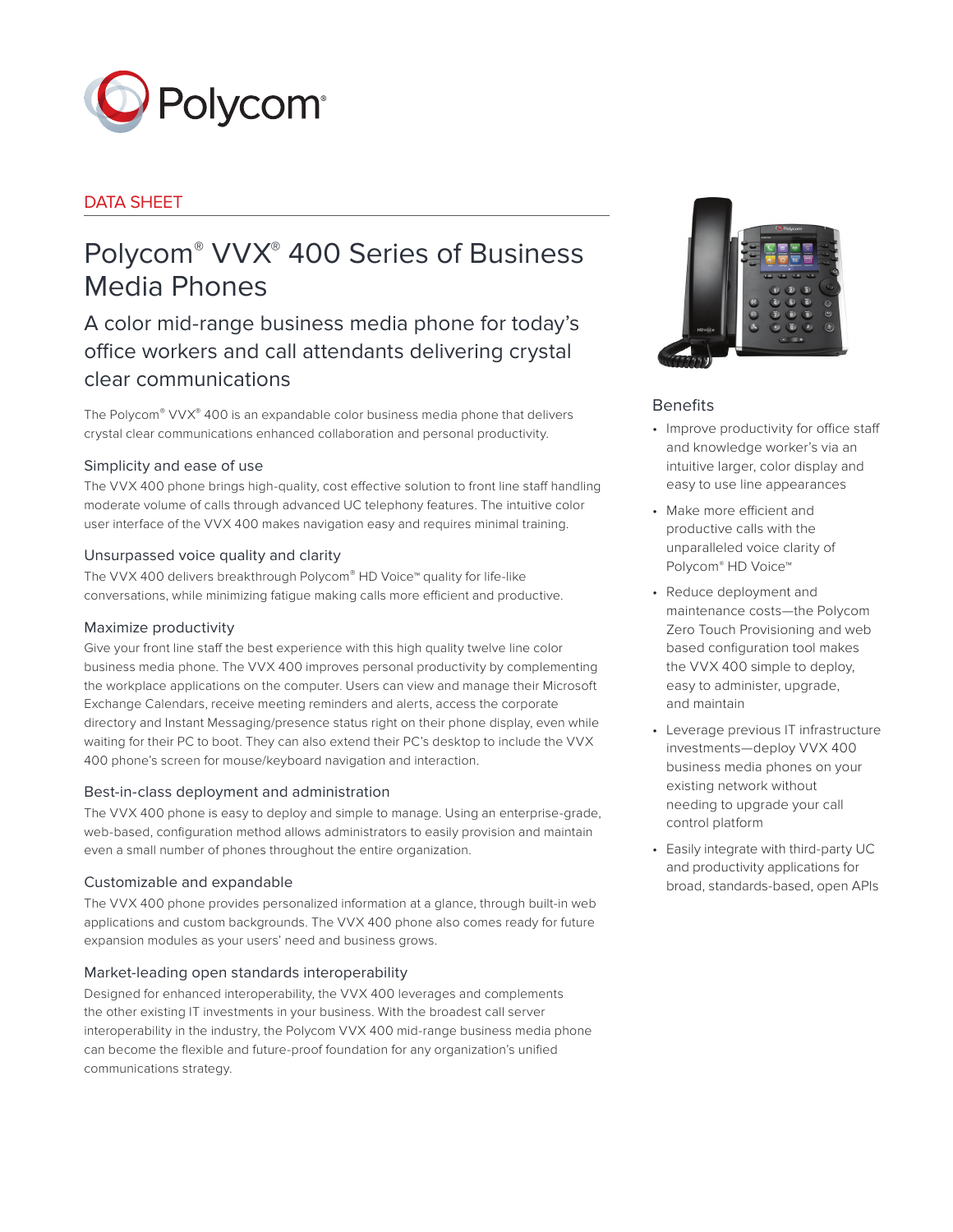Polycom®

DATA SHEET

# Polycom® VVX® 400 Series of Business Media Phones

## A color mid-range business media phone for today's office workers and call attendants delivering crystal clear communications

The Polycom® VVX® 400 is an expandable color business media phone that delivers crystal clear communications enhanced collaboration and personal productivity.

### Simplicity and ease of use

The VVX 400 phone brings high-quality, cost effective solution to front line staff handling moderate volume of calls through advanced UC telephony features. The intuitive color user interface of the VVX 400 makes navigation easy and requires minimal training.

### Unsurpassed voice quality and clarity

The VVX 400 delivers breakthrough Polycom® HD Voice™ quality for life-like conversations, while minimizing fatigue making calls more efficient and productive.

### Maximize productivity

Give your front line staff the best experience with this high quality twelve line color business media phone. The VVX 400 improves personal productivity by complementing the workplace applications on the computer. Users can view and manage their Microsoft Exchange Calendars, receive meeting reminders and alerts, access the corporate directory and Instant Messaging/presence status right on their phone display, even while waiting for their PC to boot. They can also extend their PC's desktop to include the VVX 400 phone's screen for mouse/keyboard navigation and interaction.

### Best-in-class deployment and administration

The VVX 400 phone is easy to deploy and simple to manage. Using an enterprise-grade, web-based, configuration method allows administrators to easily provision and maintain even a small number of phones throughout the entire organization.

### Customizable and expandable

The VVX 400 phone provides personalized information at a glance, through built-in web applications and custom backgrounds. The VVX 400 phone also comes ready for future expansion modules as your users' need and business grows.

### Market-leading open standards interoperability

Designed for enhanced interoperability, the VVX 400 leverages and complements the other existing IT investments in your business. With the broadest call server interoperability in the industry, the Polycom VVX 400 mid-range business media phone can become the flexible and future-proof foundation for any organization's unified communications strategy.

### Benefits

- Improve productivity for office staff and knowledge worker's via an intuitive larger, color display and easy to use line appearances
- Make more efficient and productive calls with the unparalleled voice clarity of Polycom® HD Voice™
- Reduce deployment and maintenance costs—the Polycom Zero Touch Provisioning and web based configuration tool makes the VVX 400 simple to deploy, easy to administer, upgrade, and maintain
- Leverage previous IT infrastructure investments—deploy VVX 400 business media phones on your existing network without needing to upgrade your call control platform
- Easily integrate with third-party UC and productivity applications for broad, standards-based, open APIs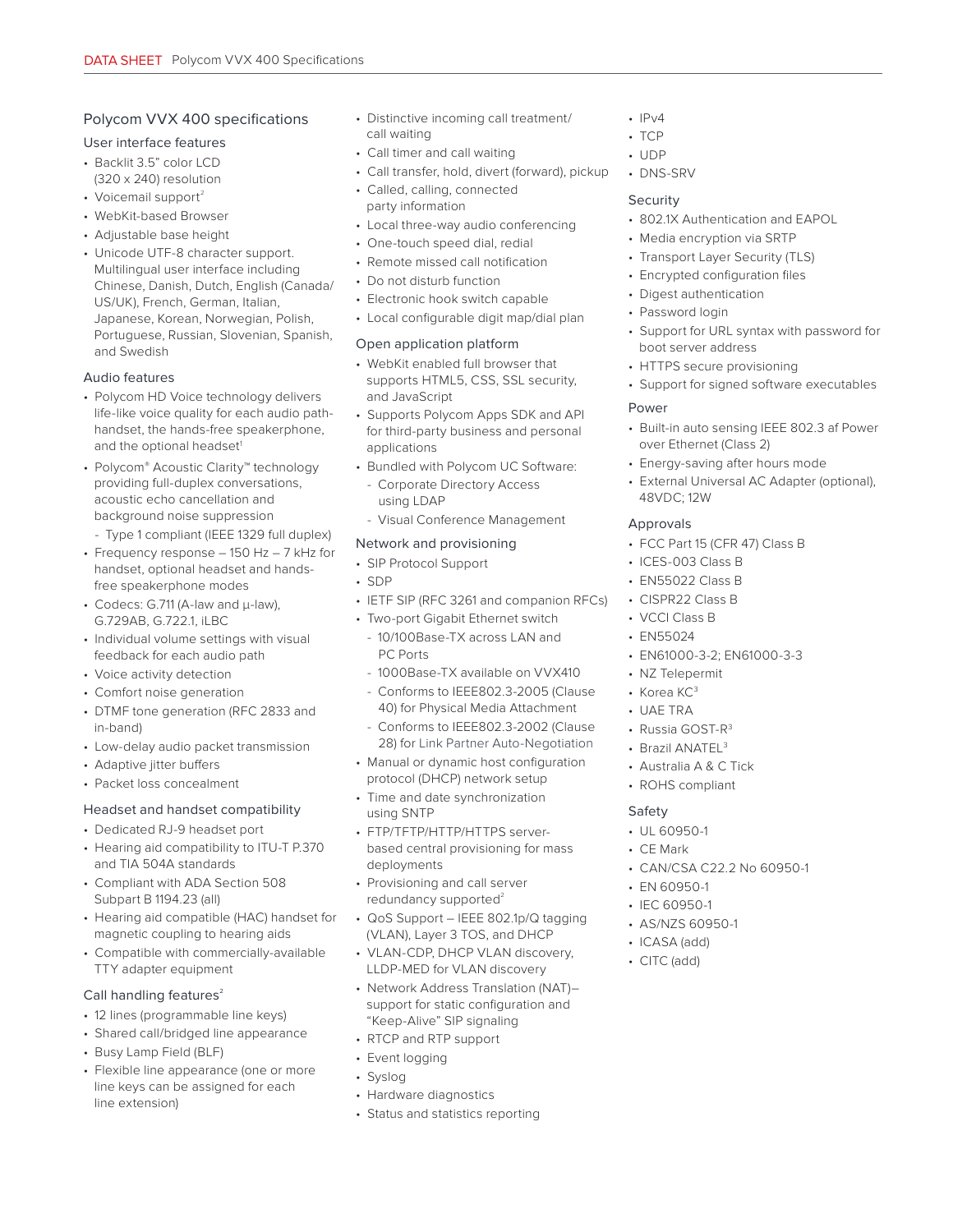## Polycom VVX 400 specifications

### User interface features

- Backlit 3.5" color LCD (320 x 240) resolution
- Voicemail support[2]
- WebKit-based Browser
- Adjustable base height
- Unicode UTF-8 character support. Multilingual user interface including Chinese, Danish, Dutch, English (Canada/US/UK), French, German, Italian, Japanese, Korean, Norwegian, Polish, Portuguese, Russian, Slovenian, Spanish, and Swedish

### Audio features

- Polycom HD Voice technology delivers life-like voice quality for each audio path-handset, the hands-free speakerphone, and the optional headset[1]
- Polycom® Acoustic Clarity™ technology providing full-duplex conversations, acoustic echo cancellation and background noise suppression
  - Type 1 compliant (IEEE 1329 full duplex)
- Frequency response – 150 Hz – 7 kHz for handset, optional headset and hands-free speakerphone modes
- Codecs: G.711 (A-law and μ-law), G.729AB, G.722.1, iLBC
- Individual volume settings with visual feedback for each audio path
- Voice activity detection
- Comfort noise generation
- DTMF tone generation (RFC 2833 and in-band)
- Low-delay audio packet transmission
- Adaptive jitter buffers
- Packet loss concealment

### Headset and handset compatibility

- Dedicated RJ-9 headset port
- Hearing aid compatibility to ITU-T P.370 and TIA 504A standards
- Compliant with ADA Section 508 Subpart B 1194.23 (all)
- Hearing aid compatible (HAC) handset for magnetic coupling to hearing aids
- Compatible with commercially-available TTY adapter equipment

### Call handling features[2]

- 12 lines (programmable line keys)
- Shared call/bridged line appearance
- Busy Lamp Field (BLF)
- Flexible line appearance (one or more line keys can be assigned for each line extension)
- Distinctive incoming call treatment/call waiting
- Call timer and call waiting
- Call transfer, hold, divert (forward), pickup
- Called, calling, connected party information
- Local three-way audio conferencing
- One-touch speed dial, redial
- Remote missed call notification
- Do not disturb function
- Electronic hook switch capable
- Local configurable digit map/dial plan

### Open application platform

- WebKit enabled full browser that supports HTML5, CSS, SSL security, and JavaScript
- Supports Polycom Apps SDK and API for third-party business and personal applications
- Bundled with Polycom UC Software:
  - Corporate Directory Access using LDAP
  - Visual Conference Management

### Network and provisioning

- SIP Protocol Support
- SDP
- IETF SIP (RFC 3261 and companion RFCs)
- Two-port Gigabit Ethernet switch
  - 10/100Base-TX across LAN and PC Ports
  - 1000Base-TX available on VVX410
  - Conforms to IEEE802.3-2005 (Clause 40) for Physical Media Attachment
  - Conforms to IEEE802.3-2002 (Clause 28) for Link Partner Auto-Negotiation
- Manual or dynamic host configuration protocol (DHCP) network setup
- Time and date synchronization using SNTP
- FTP/TFTP/HTTP/HTTPS server-based central provisioning for mass deployments
- Provisioning and call server redundancy supported[2]
- QoS Support – IEEE 802.1p/Q tagging (VLAN), Layer 3 TOS, and DHCP
- VLAN-CDP, DHCP VLAN discovery, LLDP-MED for VLAN discovery
- Network Address Translation (NAT)–support for static configuration and "Keep-Alive" SIP signaling
- RTCP and RTP support
- Event logging
- Syslog
- Hardware diagnostics
- Status and statistics reporting
- IPv4
- TCP
- UDP
- DNS-SRV

### Security

- 802.1X Authentication and EAPOL
- Media encryption via SRTP
- Transport Layer Security (TLS)
- Encrypted configuration files
- Digest authentication
- Password login
- Support for URL syntax with password for boot server address
- HTTPS secure provisioning
- Support for signed software executables

### Power

- Built-in auto sensing IEEE 802.3 af Power over Ethernet (Class 2)
- Energy-saving after hours mode
- External Universal AC Adapter (optional), 48VDC; 12W

### Approvals

- FCC Part 15 (CFR 47) Class B
- ICES-003 Class B
- EN55022 Class B
- CISPR22 Class B
- VCCI Class B
- EN55024
- EN61000-3-2; EN61000-3-3
- NZ Telepermit
- Korea KC[3]
- UAE TRA
- Russia GOST-R[3]
- Brazil ANATEL[3]
- Australia A & C Tick
- ROHS compliant

### Safety

- UL 60950-1
- CE Mark
- CAN/CSA C22.2 No 60950-1
- EN 60950-1
- IEC 60950-1
- AS/NZS 60950-1
- ICASA (add)
- CITC (add)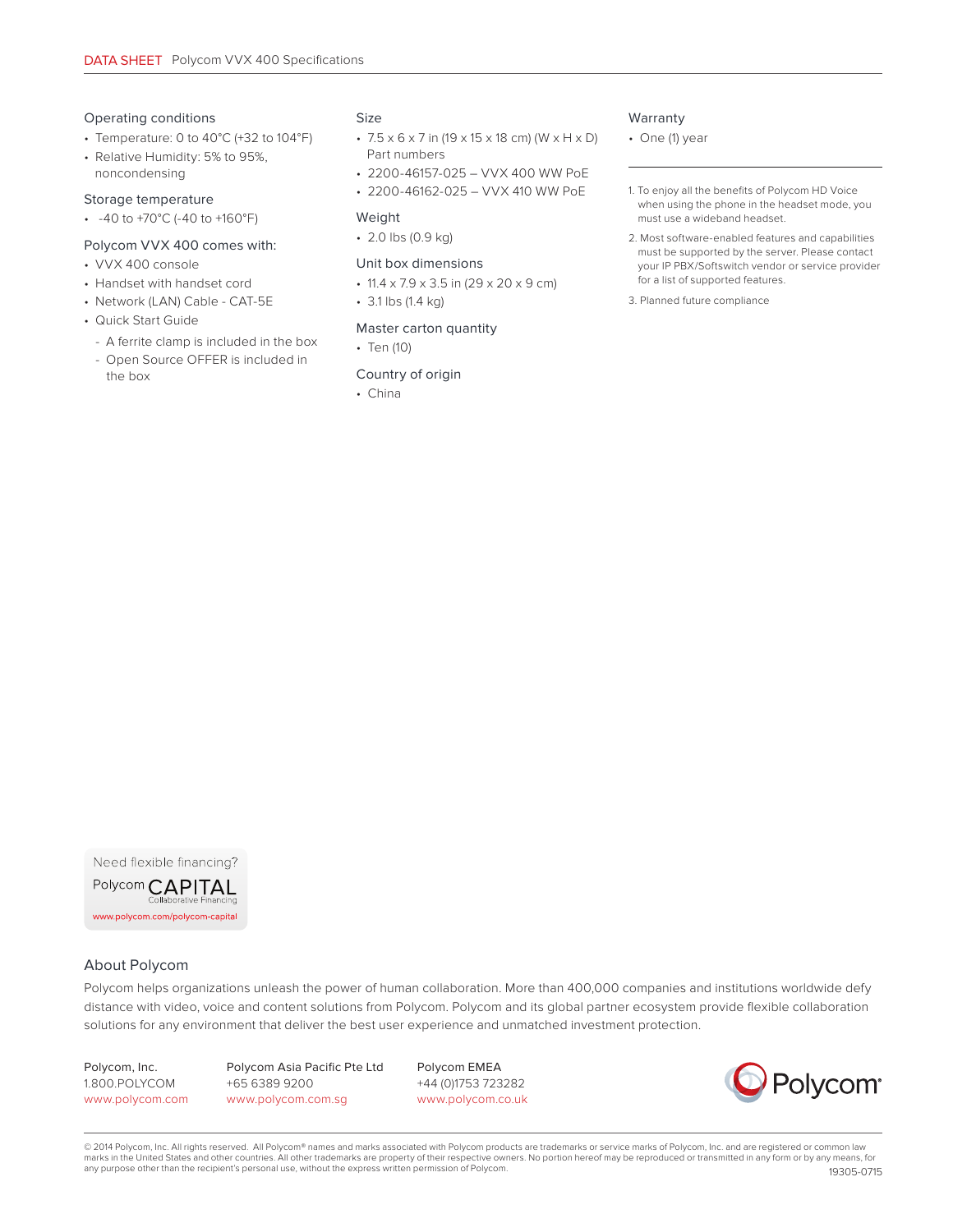### Operating conditions

- Temperature: 0 to 40°C (+32 to 104°F)
- Relative Humidity: 5% to 95%, noncondensing

### Storage temperature

- -40 to +70°C (-40 to +160°F)

### Polycom VVX 400 comes with:

- VVX 400 console
- Handset with handset cord
- Network (LAN) Cable - CAT-5E
- Quick Start Guide
  - A ferrite clamp is included in the box
  - Open Source OFFER is included in the box

### Size

- 7.5 x 6 x 7 in (19 x 15 x 18 cm) (W x H x D)

Part numbers

- 2200-46157-025 – VVX 400 WW PoE
- 2200-46162-025 – VVX 410 WW PoE

### Weight

- 2.0 lbs (0.9 kg)

### Unit box dimensions

- 11.4 x 7.9 x 3.5 in (29 x 20 x 9 cm)
- 3.1 lbs (1.4 kg)

### Master carton quantity

- Ten (10)

### Country of origin

- China

### Warranty

- One (1) year

1. To enjoy all the benefits of Polycom HD Voice when using the phone in the headset mode, you must use a wideband headset.
2. Most software-enabled features and capabilities must be supported by the server. Please contact your IP PBX/Softswitch vendor or service provider for a list of supported features.
3. Planned future compliance

Need flexible financing?
Polycom CAPITAL
Collaborative Financing
www.polycom.com/polycom-capital

## About Polycom

Polycom helps organizations unleash the power of human collaboration. More than 400,000 companies and institutions worldwide defy distance with video, voice and content solutions from Polycom. Polycom and its global partner ecosystem provide flexible collaboration solutions for any environment that deliver the best user experience and unmatched investment protection.

Polycom, Inc.
1.800.POLYCOM
www.polycom.com

Polycom Asia Pacific Pte Ltd
+65 6389 9200
www.polycom.com.sg

Polycom EMEA
+44 (0)1753 723282
www.polycom.co.uk

© 2014 Polycom, Inc. All rights reserved. All Polycom® names and marks associated with Polycom products are trademarks or service marks of Polycom, Inc. and are registered or common law marks in the United States and other countries. All other trademarks are property of their respective owners. No portion hereof may be reproduced or transmitted in any form or by any means, for any purpose other than the recipient's personal use, without the express written permission of Polycom.

19305-0715